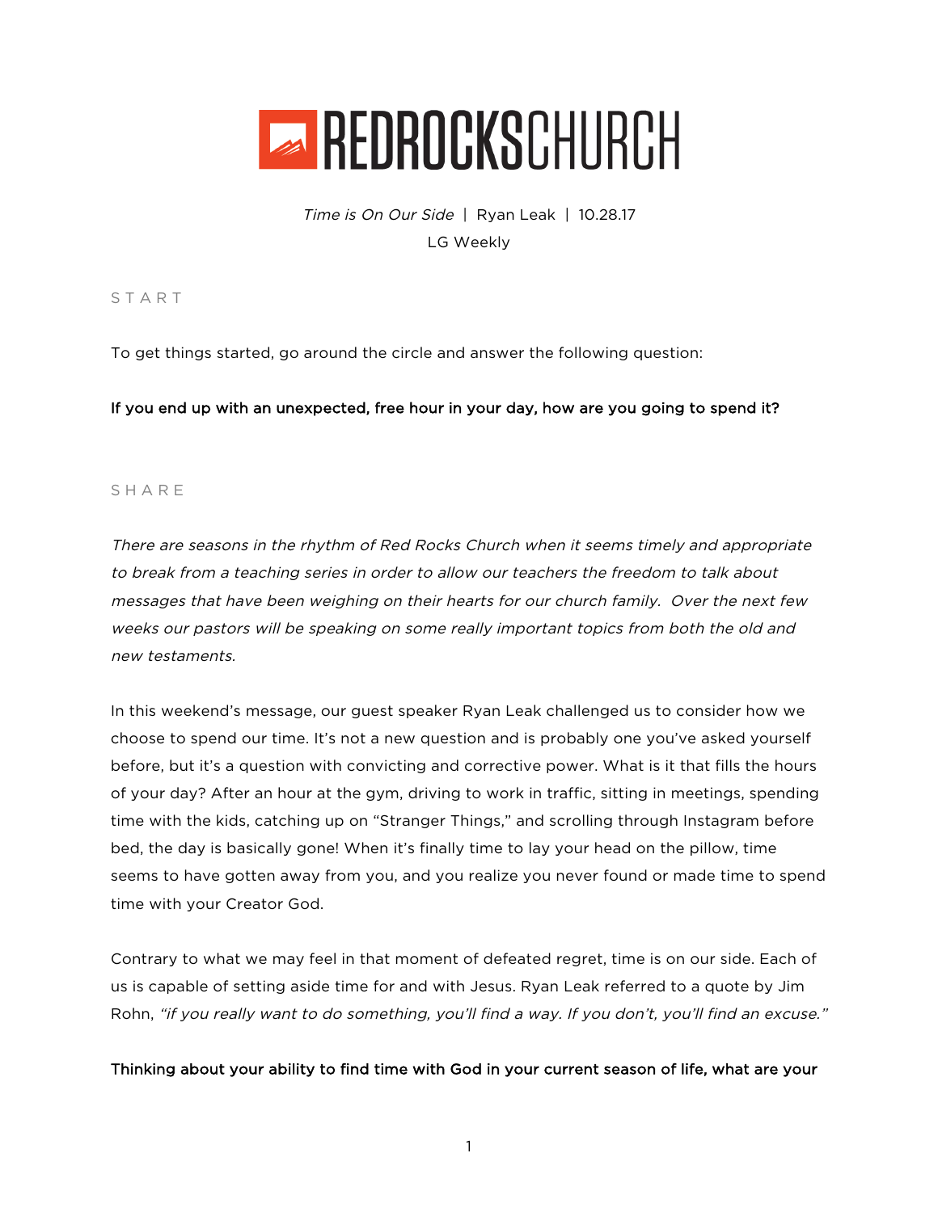# REDROCKSCHURCH

*Time is On Our Side* | Ryan Leak | 10.28.17

LG Weekly

## START

To get things started, go around the circle and answer the following question:

**If you end up with an unexpected, free hour in your day, how are you going to spend it?**

## SHARE

*There are seasons in the rhythm of Red Rocks Church when it seems timely and appropriate to break from a teaching series in order to allow our teachers the freedom to talk about messages that have been weighing on their hearts for our church family. Over the next few weeks our pastors will be speaking on some really important topics from both the old and new testaments.*

In this weekend's message, our guest speaker Ryan Leak challenged us to consider how we choose to spend our time. It's not a new question and is probably one you've asked yourself before, but it's a question with convicting and corrective power. What is it that fills the hours of your day? After an hour at the gym, driving to work in traffic, sitting in meetings, spending time with the kids, catching up on "Stranger Things," and scrolling through Instagram before bed, the day is basically gone! When it's finally time to lay your head on the pillow, time seems to have gotten away from you, and you realize you never found or made time to spend time with your Creator God.

Contrary to what we may feel in that moment of defeated regret, time is on our side. Each of us is capable of setting aside time for and with Jesus. Ryan Leak referred to a quote by Jim Rohn, *"if you really want to do something, you'll find a way. If you don't, you'll find an excuse."*

**Thinking about your ability to find time with God in your current season of life, what are your**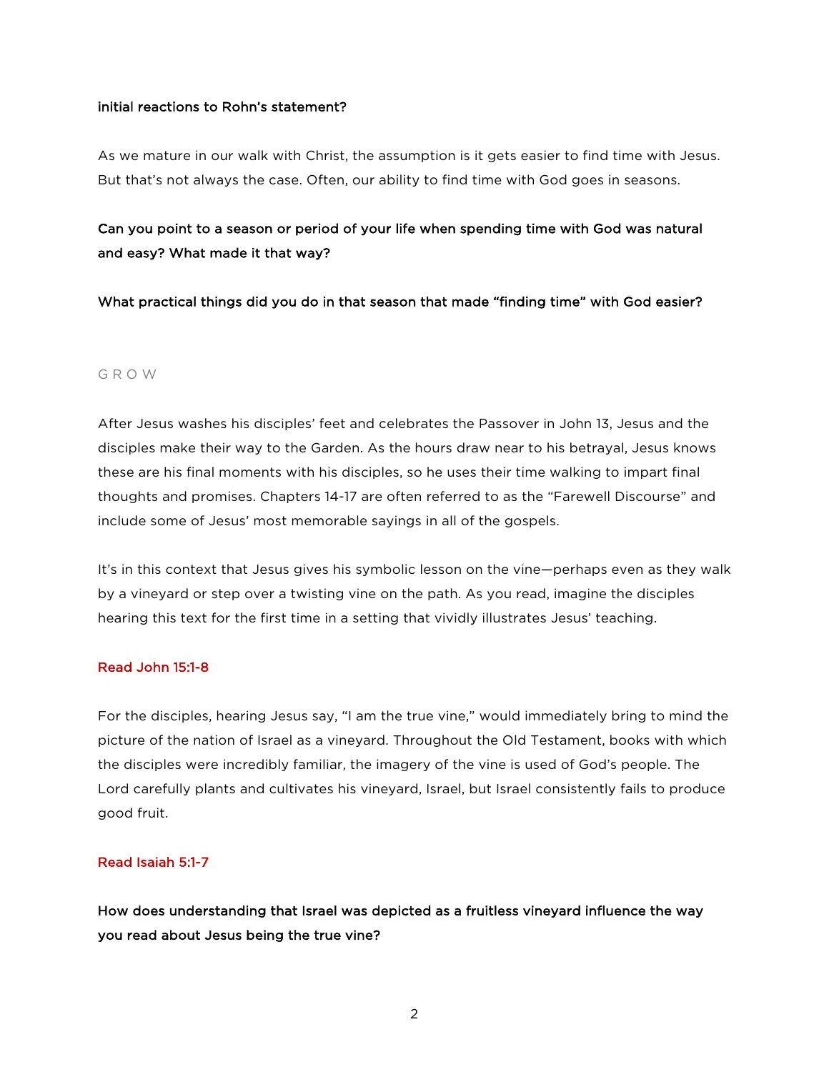**initial reactions to Rohn's statement?**

As we mature in our walk with Christ, the assumption is it gets easier to find time with Jesus. But that's not always the case. Often, our ability to find time with God goes in seasons.

**Can you point to a season or period of your life when spending time with God was natural and easy? What made it that way?**

**What practical things did you do in that season that made "finding time" with God easier?**

## GROW

After Jesus washes his disciples' feet and celebrates the Passover in John 13, Jesus and the disciples make their way to the Garden. As the hours draw near to his betrayal, Jesus knows these are his final moments with his disciples, so he uses their time walking to impart final thoughts and promises. Chapters 14-17 are often referred to as the "Farewell Discourse" and include some of Jesus' most memorable sayings in all of the gospels.

It's in this context that Jesus gives his symbolic lesson on the vine—perhaps even as they walk by a vineyard or step over a twisting vine on the path. As you read, imagine the disciples hearing this text for the first time in a setting that vividly illustrates Jesus' teaching.

**Read John 15:1-8**

For the disciples, hearing Jesus say, "I am the true vine," would immediately bring to mind the picture of the nation of Israel as a vineyard. Throughout the Old Testament, books with which the disciples were incredibly familiar, the imagery of the vine is used of God's people. The Lord carefully plants and cultivates his vineyard, Israel, but Israel consistently fails to produce good fruit.

**Read Isaiah 5:1-7**

**How does understanding that Israel was depicted as a fruitless vineyard influence the way you read about Jesus being the true vine?**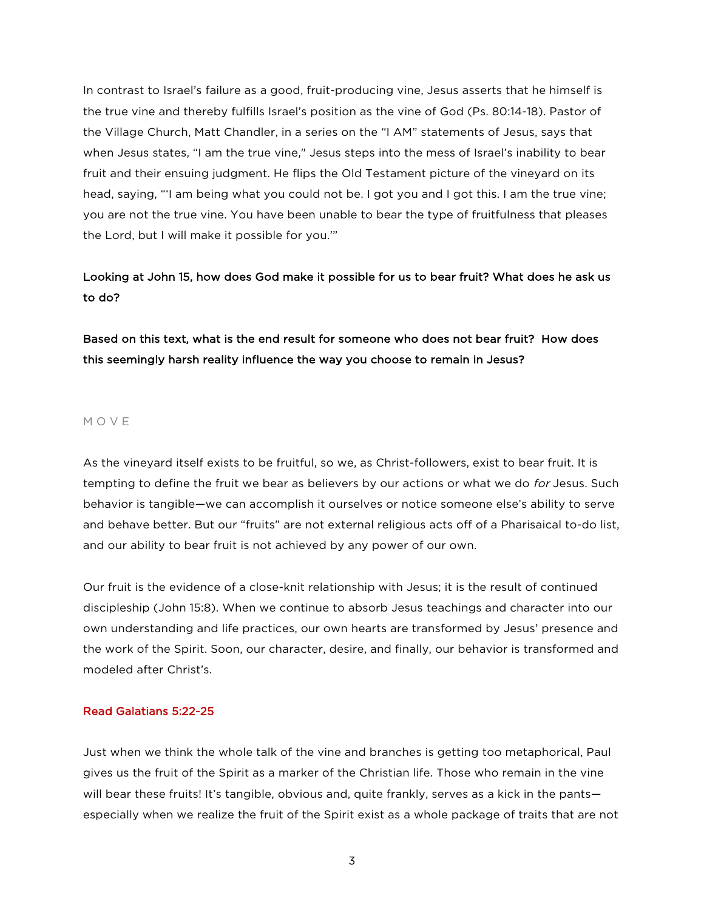In contrast to Israel's failure as a good, fruit-producing vine, Jesus asserts that he himself is the true vine and thereby fulfills Israel's position as the vine of God (Ps. 80:14-18). Pastor of the Village Church, Matt Chandler, in a series on the "I AM" statements of Jesus, says that when Jesus states, "I am the true vine," Jesus steps into the mess of Israel's inability to bear fruit and their ensuing judgment. He flips the Old Testament picture of the vineyard on its head, saying, "'I am being what you could not be. I got you and I got this. I am the true vine; you are not the true vine. You have been unable to bear the type of fruitfulness that pleases the Lord, but I will make it possible for you.'"

**Looking at John 15, how does God make it possible for us to bear fruit? What does he ask us to do?**

**Based on this text, what is the end result for someone who does not bear fruit? How does this seemingly harsh reality influence the way you choose to remain in Jesus?**

## MOVE

As the vineyard itself exists to be fruitful, so we, as Christ-followers, exist to bear fruit. It is tempting to define the fruit we bear as believers by our actions or what we do *for* Jesus. Such behavior is tangible—we can accomplish it ourselves or notice someone else's ability to serve and behave better. But our "fruits" are not external religious acts off of a Pharisaical to-do list, and our ability to bear fruit is not achieved by any power of our own.

Our fruit is the evidence of a close-knit relationship with Jesus; it is the result of continued discipleship (John 15:8). When we continue to absorb Jesus teachings and character into our own understanding and life practices, our own hearts are transformed by Jesus' presence and the work of the Spirit. Soon, our character, desire, and finally, our behavior is transformed and modeled after Christ's.

### Read Galatians 5:22-25

Just when we think the whole talk of the vine and branches is getting too metaphorical, Paul gives us the fruit of the Spirit as a marker of the Christian life. Those who remain in the vine will bear these fruits! It's tangible, obvious and, quite frankly, serves as a kick in the pants—especially when we realize the fruit of the Spirit exist as a whole package of traits that are not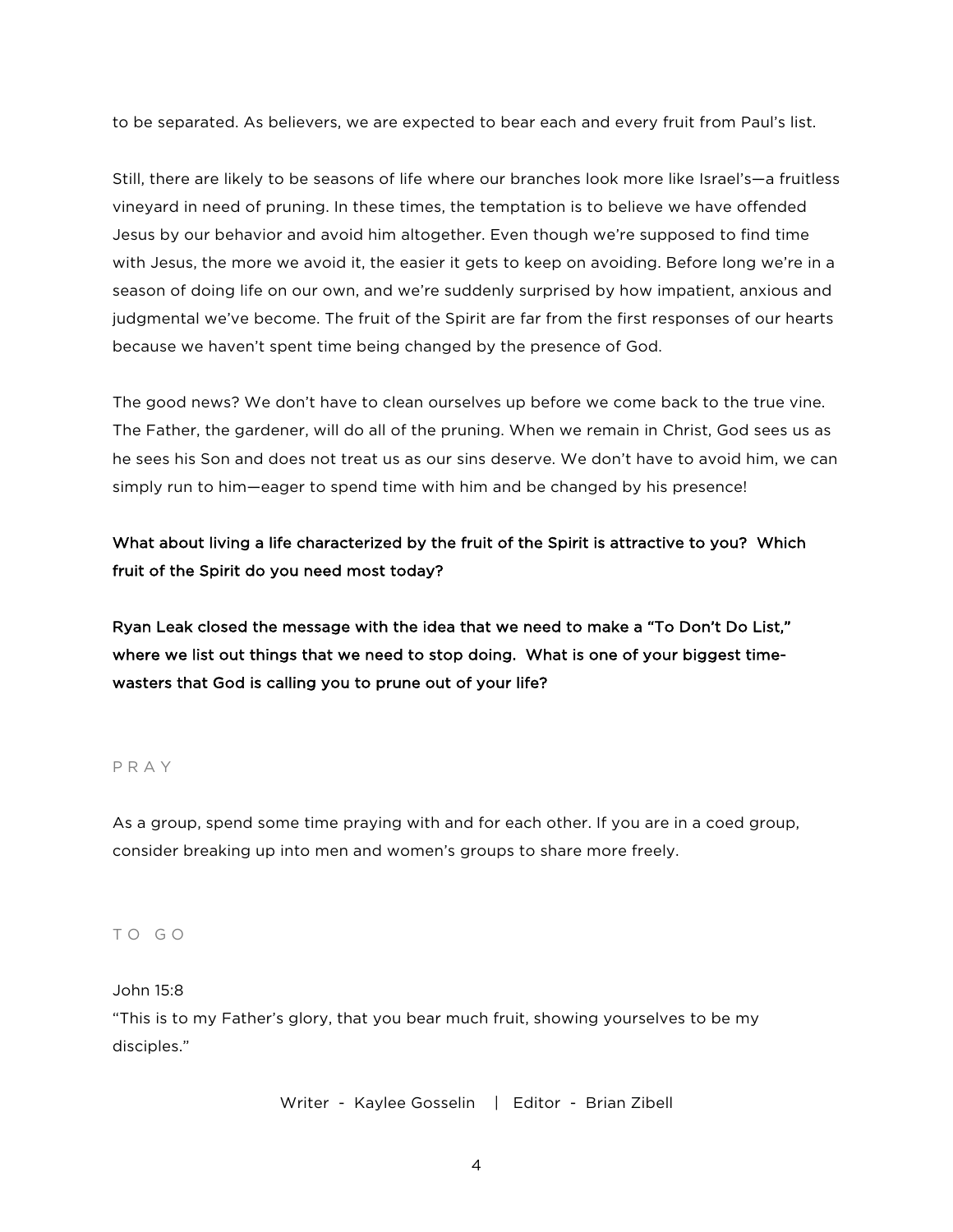to be separated. As believers, we are expected to bear each and every fruit from Paul's list.

Still, there are likely to be seasons of life where our branches look more like Israel's—a fruitless vineyard in need of pruning. In these times, the temptation is to believe we have offended Jesus by our behavior and avoid him altogether. Even though we're supposed to find time with Jesus, the more we avoid it, the easier it gets to keep on avoiding. Before long we're in a season of doing life on our own, and we're suddenly surprised by how impatient, anxious and judgmental we've become. The fruit of the Spirit are far from the first responses of our hearts because we haven't spent time being changed by the presence of God.

The good news? We don't have to clean ourselves up before we come back to the true vine. The Father, the gardener, will do all of the pruning. When we remain in Christ, God sees us as he sees his Son and does not treat us as our sins deserve. We don't have to avoid him, we can simply run to him—eager to spend time with him and be changed by his presence!

**What about living a life characterized by the fruit of the Spirit is attractive to you? Which fruit of the Spirit do you need most today?**

**Ryan Leak closed the message with the idea that we need to make a "To Don't Do List," where we list out things that we need to stop doing. What is one of your biggest time-wasters that God is calling you to prune out of your life?**

## PRAY

As a group, spend some time praying with and for each other. If you are in a coed group, consider breaking up into men and women's groups to share more freely.

## TO GO

John 15:8
"This is to my Father's glory, that you bear much fruit, showing yourselves to be my disciples."

Writer - Kaylee Gosselin | Editor - Brian Zibell